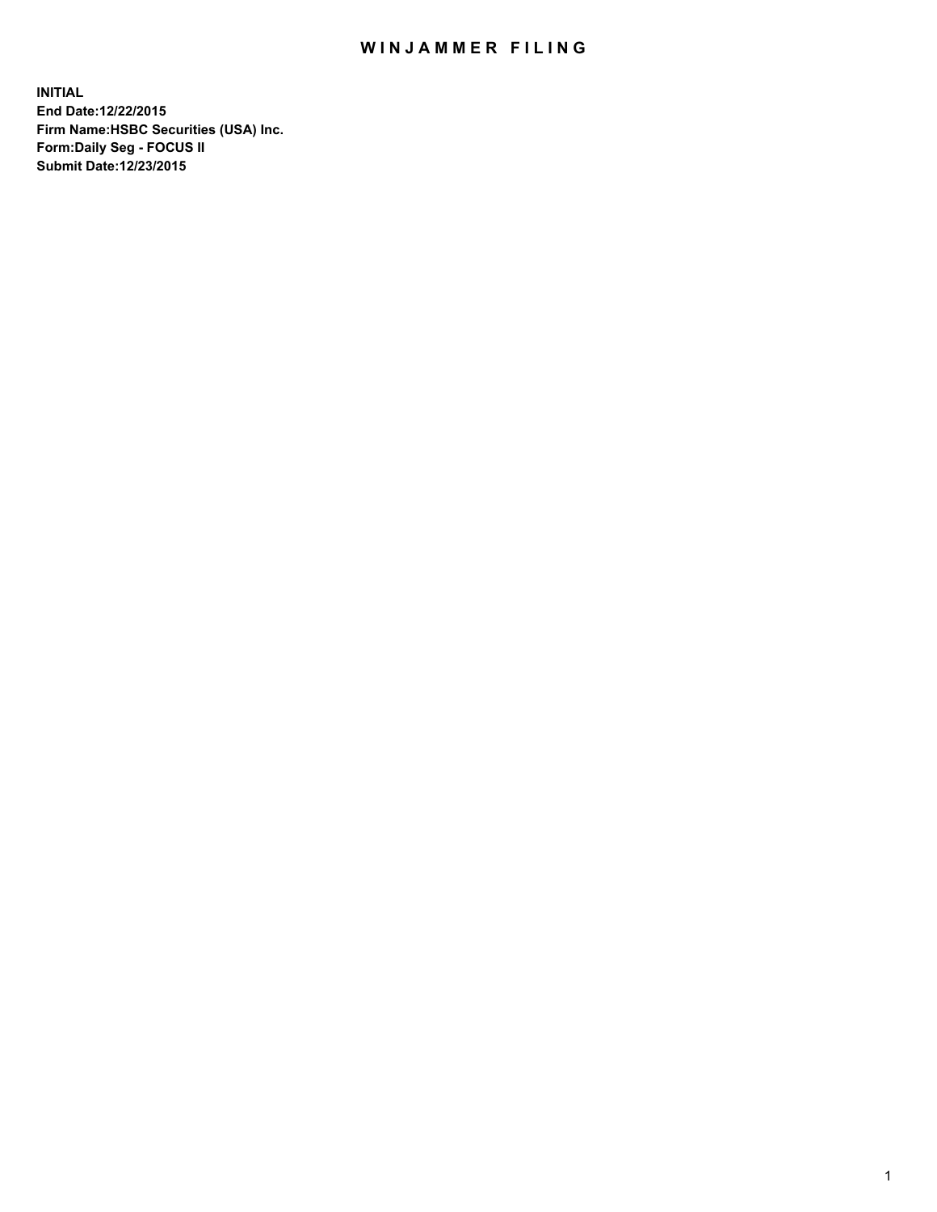# WINJAMMER FILING

**INITIAL**
**End Date:12/22/2015**
**Firm Name:HSBC Securities (USA) Inc.**
**Form:Daily Seg - FOCUS II**
**Submit Date:12/23/2015**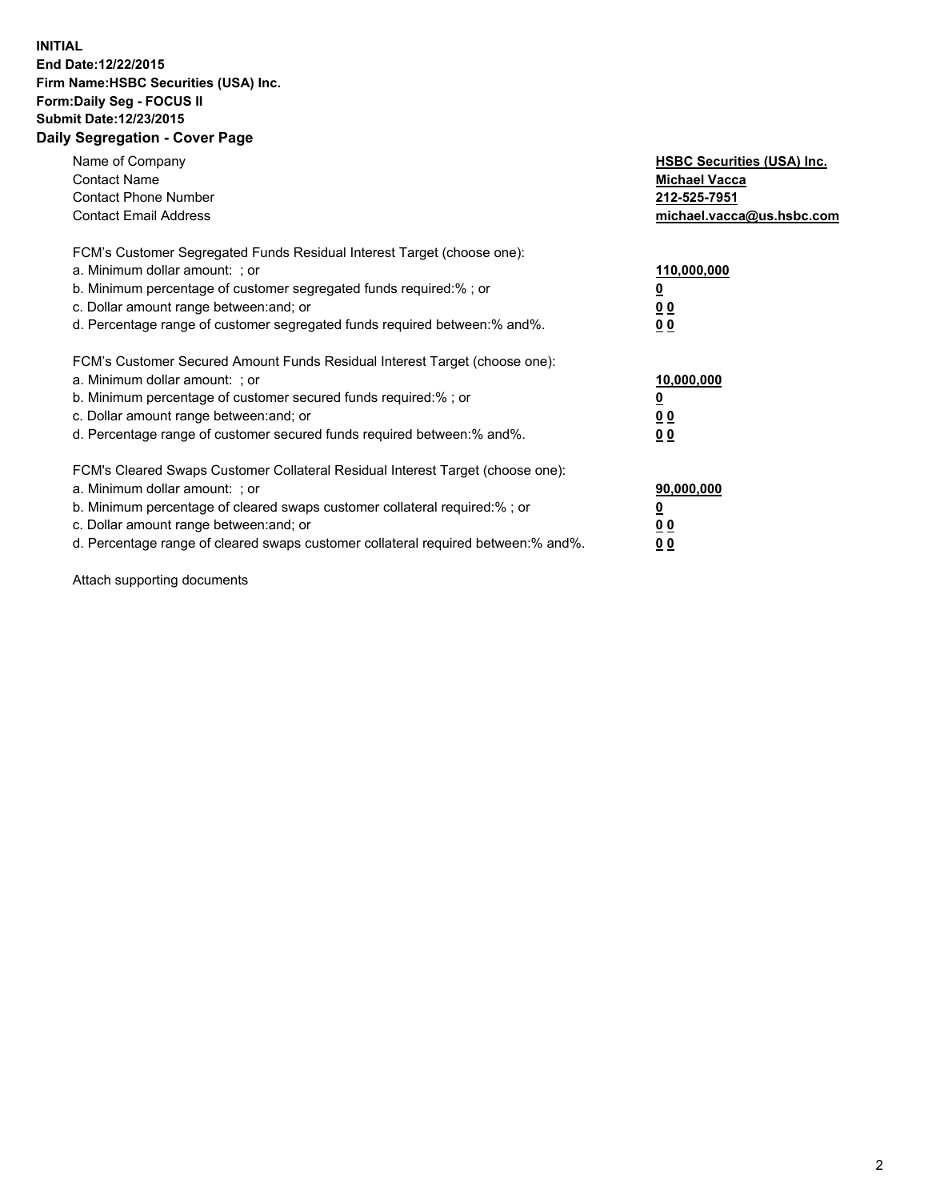**INITIAL**
**End Date:12/22/2015**
**Firm Name:HSBC Securities (USA) Inc.**
**Form:Daily Seg - FOCUS II**
**Submit Date:12/23/2015**

## Daily Segregation - Cover Page

| | |
|---|---|
| Name of Company | **HSBC Securities (USA) Inc.** |
| Contact Name | **Michael Vacca** |
| Contact Phone Number | **212-525-7951** |
| Contact Email Address | **michael.vacca@us.hsbc.com** |

| | |
|---|---|
| FCM's Customer Segregated Funds Residual Interest Target (choose one): | |
| a. Minimum dollar amount: ; or | **110,000,000** |
| b. Minimum percentage of customer segregated funds required:% ; or | **0** |
| c. Dollar amount range between:and; or | **0 0** |
| d. Percentage range of customer segregated funds required between:% and%. | **0 0** |
| FCM's Customer Secured Amount Funds Residual Interest Target (choose one): | |
| a. Minimum dollar amount: ; or | **10,000,000** |
| b. Minimum percentage of customer secured funds required:% ; or | **0** |
| c. Dollar amount range between:and; or | **0 0** |
| d. Percentage range of customer secured funds required between:% and%. | **0 0** |
| FCM's Cleared Swaps Customer Collateral Residual Interest Target (choose one): | |
| a. Minimum dollar amount: ; or | **90,000,000** |
| b. Minimum percentage of cleared swaps customer collateral required:% ; or | **0** |
| c. Dollar amount range between:and; or | **0 0** |
| d. Percentage range of cleared swaps customer collateral required between:% and%. | **0 0** |

Attach supporting documents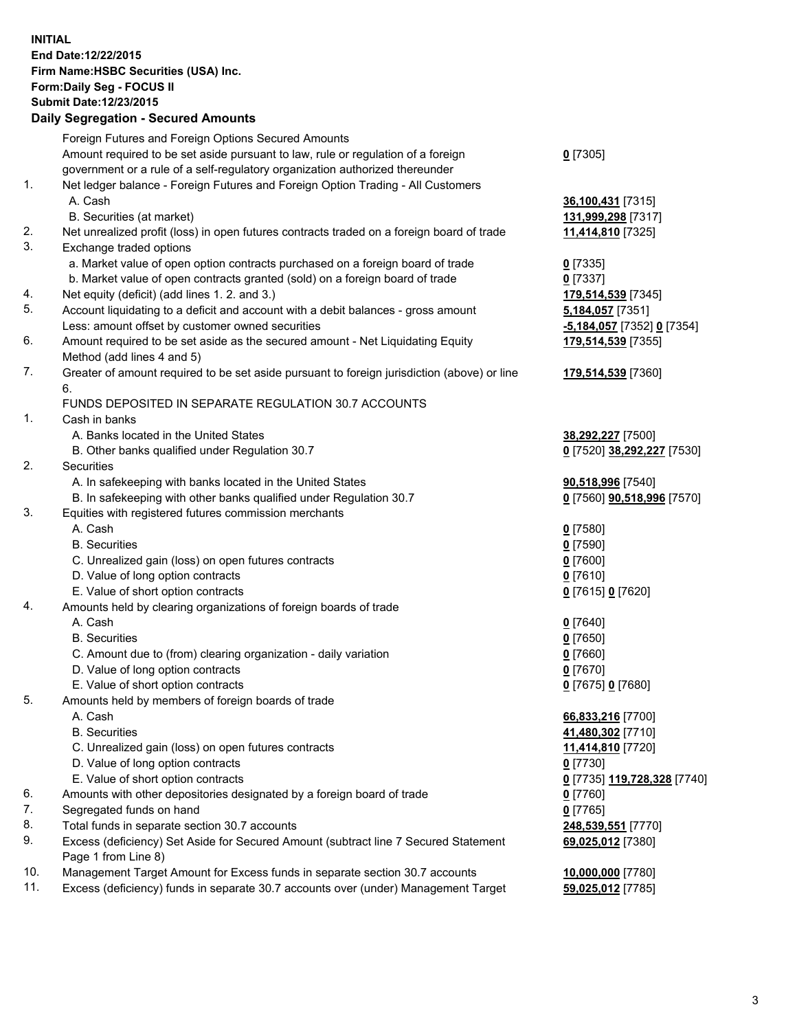**INITIAL**
**End Date:12/22/2015**
**Firm Name:HSBC Securities (USA) Inc.**
**Form:Daily Seg - FOCUS II**
**Submit Date:12/23/2015**

## Daily Segregation - Secured Amounts

| | | |
|---|---|---|
| | Foreign Futures and Foreign Options Secured Amounts | |
| | Amount required to be set aside pursuant to law, rule or regulation of a foreign government or a rule of a self-regulatory organization authorized thereunder | **0** [7305] |
| 1. | Net ledger balance - Foreign Futures and Foreign Option Trading - All Customers | |
| | A. Cash | **36,100,431** [7315] |
| | B. Securities (at market) | **131,999,298** [7317] |
| 2. | Net unrealized profit (loss) in open futures contracts traded on a foreign board of trade | **11,414,810** [7325] |
| 3. | Exchange traded options | |
| | a. Market value of open option contracts purchased on a foreign board of trade | **0** [7335] |
| | b. Market value of open contracts granted (sold) on a foreign board of trade | **0** [7337] |
| 4. | Net equity (deficit) (add lines 1. 2. and 3.) | **179,514,539** [7345] |
| 5. | Account liquidating to a deficit and account with a debit balances - gross amount | **5,184,057** [7351] |
| | Less: amount offset by customer owned securities | **-5,184,057** [7352] **0** [7354] |
| 6. | Amount required to be set aside as the secured amount - Net Liquidating Equity Method (add lines 4 and 5) | **179,514,539** [7355] |
| 7. | Greater of amount required to be set aside pursuant to foreign jurisdiction (above) or line 6. | **179,514,539** [7360] |
| | FUNDS DEPOSITED IN SEPARATE REGULATION 30.7 ACCOUNTS | |
| 1. | Cash in banks | |
| | A. Banks located in the United States | **38,292,227** [7500] |
| | B. Other banks qualified under Regulation 30.7 | **0** [7520] **38,292,227** [7530] |
| 2. | Securities | |
| | A. In safekeeping with banks located in the United States | **90,518,996** [7540] |
| | B. In safekeeping with other banks qualified under Regulation 30.7 | **0** [7560] **90,518,996** [7570] |
| 3. | Equities with registered futures commission merchants | |
| | A. Cash | **0** [7580] |
| | B. Securities | **0** [7590] |
| | C. Unrealized gain (loss) on open futures contracts | **0** [7600] |
| | D. Value of long option contracts | **0** [7610] |
| | E. Value of short option contracts | **0** [7615] **0** [7620] |
| 4. | Amounts held by clearing organizations of foreign boards of trade | |
| | A. Cash | **0** [7640] |
| | B. Securities | **0** [7650] |
| | C. Amount due to (from) clearing organization - daily variation | **0** [7660] |
| | D. Value of long option contracts | **0** [7670] |
| | E. Value of short option contracts | **0** [7675] **0** [7680] |
| 5. | Amounts held by members of foreign boards of trade | |
| | A. Cash | **66,833,216** [7700] |
| | B. Securities | **41,480,302** [7710] |
| | C. Unrealized gain (loss) on open futures contracts | **11,414,810** [7720] |
| | D. Value of long option contracts | **0** [7730] |
| | E. Value of short option contracts | **0** [7735] **119,728,328** [7740] |
| 6. | Amounts with other depositories designated by a foreign board of trade | **0** [7760] |
| 7. | Segregated funds on hand | **0** [7765] |
| 8. | Total funds in separate section 30.7 accounts | **248,539,551** [7770] |
| 9. | Excess (deficiency) Set Aside for Secured Amount (subtract line 7 Secured Statement Page 1 from Line 8) | **69,025,012** [7380] |
| 10. | Management Target Amount for Excess funds in separate section 30.7 accounts | **10,000,000** [7780] |
| 11. | Excess (deficiency) funds in separate 30.7 accounts over (under) Management Target | **59,025,012** [7785] |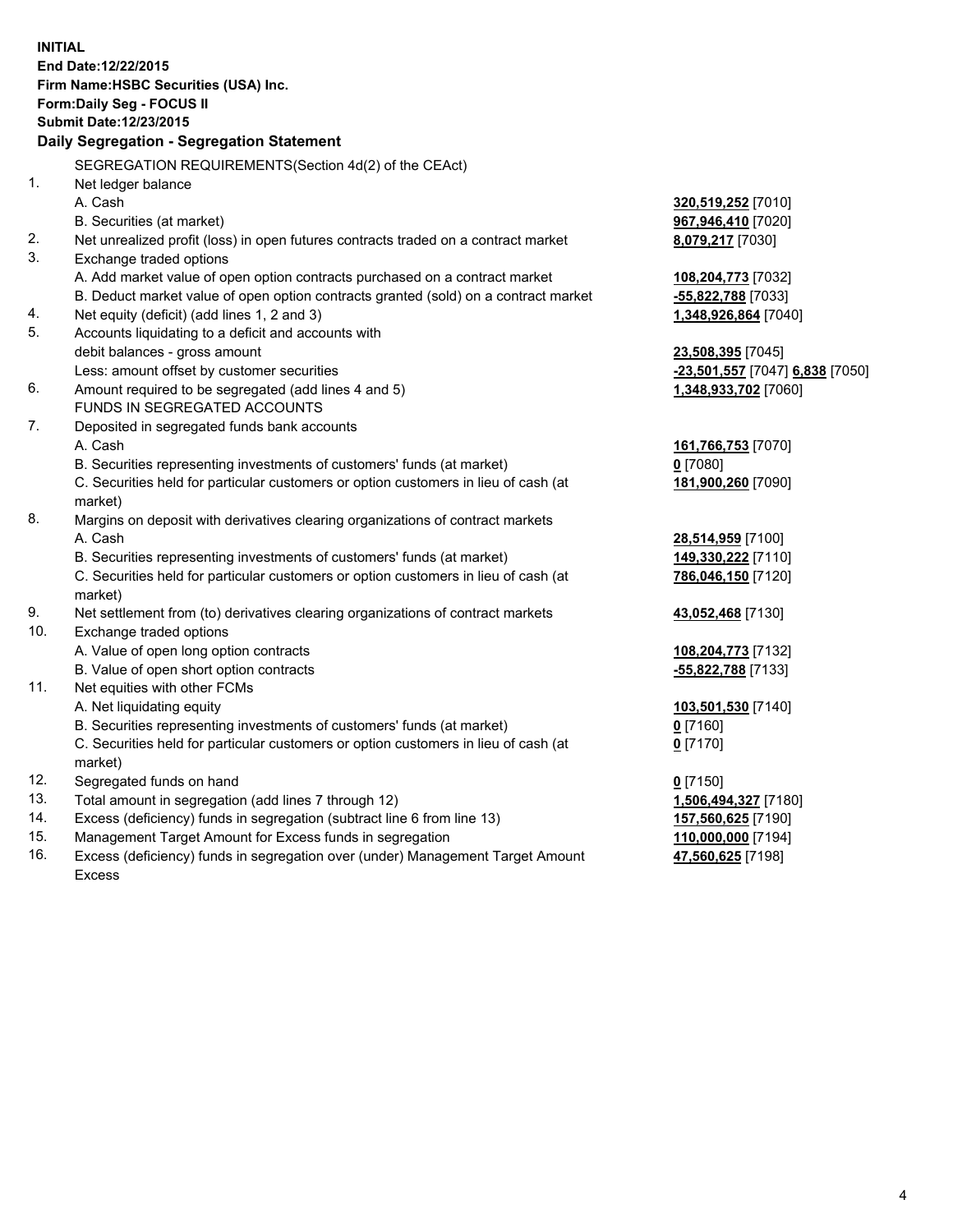**INITIAL**
**End Date:12/22/2015**
**Firm Name:HSBC Securities (USA) Inc.**
**Form:Daily Seg - FOCUS II**
**Submit Date:12/23/2015**

## Daily Segregation - Segregation Statement

| | | |
|---|---|---|
| | SEGREGATION REQUIREMENTS(Section 4d(2) of the CEAct) | |
| 1. | Net ledger balance | |
| | A. Cash | **320,519,252** [7010] |
| | B. Securities (at market) | **967,946,410** [7020] |
| 2. | Net unrealized profit (loss) in open futures contracts traded on a contract market | **8,079,217** [7030] |
| 3. | Exchange traded options | |
| | A. Add market value of open option contracts purchased on a contract market | **108,204,773** [7032] |
| | B. Deduct market value of open option contracts granted (sold) on a contract market | **-55,822,788** [7033] |
| 4. | Net equity (deficit) (add lines 1, 2 and 3) | **1,348,926,864** [7040] |
| 5. | Accounts liquidating to a deficit and accounts with debit balances - gross amount | **23,508,395** [7045] |
| | Less: amount offset by customer securities | **-23,501,557** [7047] **6,838** [7050] |
| 6. | Amount required to be segregated (add lines 4 and 5) | **1,348,933,702** [7060] |
| | FUNDS IN SEGREGATED ACCOUNTS | |
| 7. | Deposited in segregated funds bank accounts | |
| | A. Cash | **161,766,753** [7070] |
| | B. Securities representing investments of customers' funds (at market) | **0** [7080] |
| | C. Securities held for particular customers or option customers in lieu of cash (at market) | **181,900,260** [7090] |
| 8. | Margins on deposit with derivatives clearing organizations of contract markets | |
| | A. Cash | **28,514,959** [7100] |
| | B. Securities representing investments of customers' funds (at market) | **149,330,222** [7110] |
| | C. Securities held for particular customers or option customers in lieu of cash (at market) | **786,046,150** [7120] |
| 9. | Net settlement from (to) derivatives clearing organizations of contract markets | **43,052,468** [7130] |
| 10. | Exchange traded options | |
| | A. Value of open long option contracts | **108,204,773** [7132] |
| | B. Value of open short option contracts | **-55,822,788** [7133] |
| 11. | Net equities with other FCMs | |
| | A. Net liquidating equity | **103,501,530** [7140] |
| | B. Securities representing investments of customers' funds (at market) | **0** [7160] |
| | C. Securities held for particular customers or option customers in lieu of cash (at market) | **0** [7170] |
| 12. | Segregated funds on hand | **0** [7150] |
| 13. | Total amount in segregation (add lines 7 through 12) | **1,506,494,327** [7180] |
| 14. | Excess (deficiency) funds in segregation (subtract line 6 from line 13) | **157,560,625** [7190] |
| 15. | Management Target Amount for Excess funds in segregation | **110,000,000** [7194] |
| 16. | Excess (deficiency) funds in segregation over (under) Management Target Amount Excess | **47,560,625** [7198] |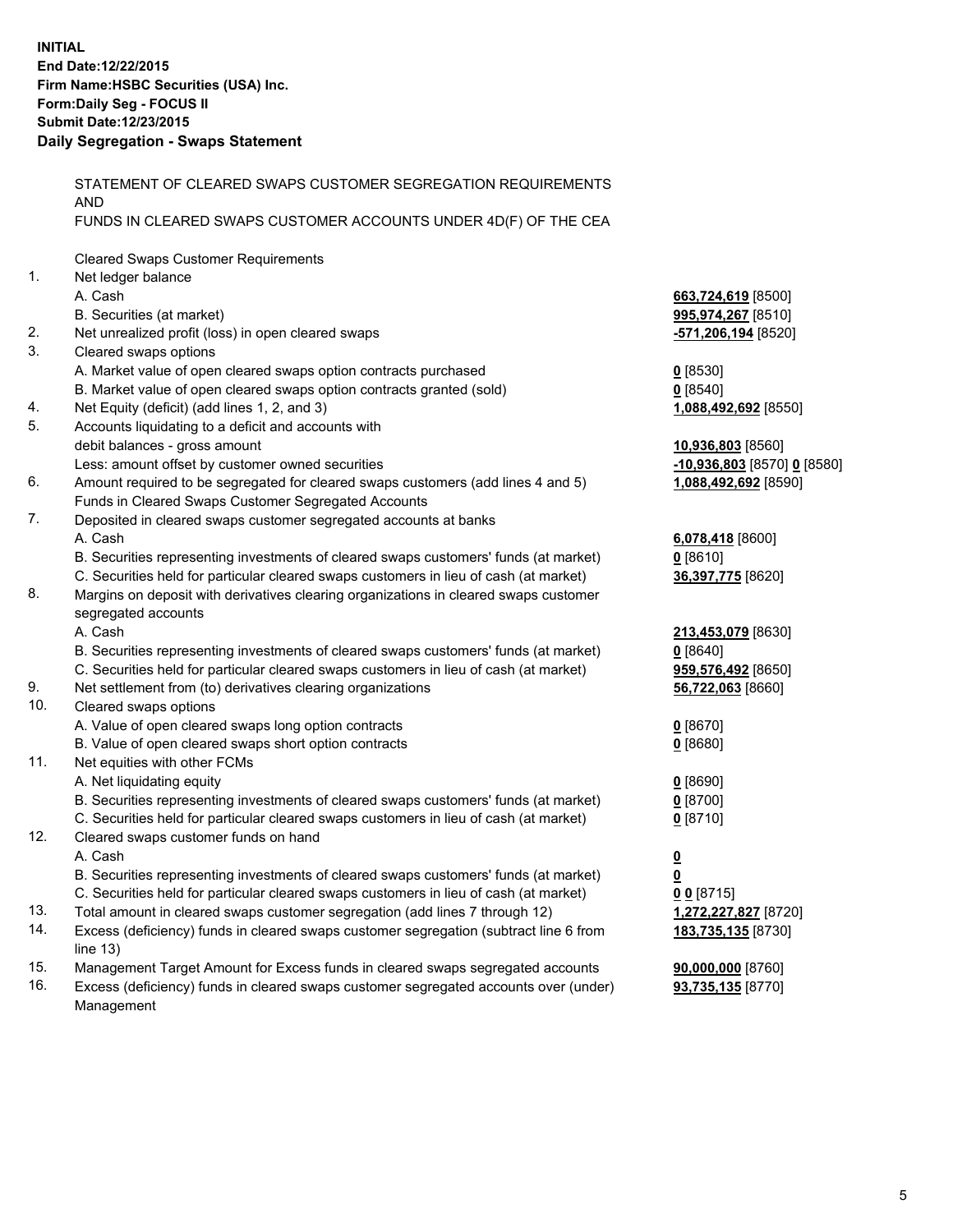**INITIAL**
**End Date:12/22/2015**
**Firm Name:HSBC Securities (USA) Inc.**
**Form:Daily Seg - FOCUS II**
**Submit Date:12/23/2015**
**Daily Segregation - Swaps Statement**

STATEMENT OF CLEARED SWAPS CUSTOMER SEGREGATION REQUIREMENTS AND FUNDS IN CLEARED SWAPS CUSTOMER ACCOUNTS UNDER 4D(F) OF THE CEA

| | | |
|---|---|---|
| | Cleared Swaps Customer Requirements | |
| 1. | Net ledger balance | |
| | A. Cash | **663,724,619** [8500] |
| | B. Securities (at market) | **995,974,267** [8510] |
| 2. | Net unrealized profit (loss) in open cleared swaps | **-571,206,194** [8520] |
| 3. | Cleared swaps options | |
| | A. Market value of open cleared swaps option contracts purchased | **0** [8530] |
| | B. Market value of open cleared swaps option contracts granted (sold) | **0** [8540] |
| 4. | Net Equity (deficit) (add lines 1, 2, and 3) | **1,088,492,692** [8550] |
| 5. | Accounts liquidating to a deficit and accounts with debit balances - gross amount | **10,936,803** [8560] |
| | Less: amount offset by customer owned securities | **-10,936,803** [8570] **0** [8580] |
| 6. | Amount required to be segregated for cleared swaps customers (add lines 4 and 5) | **1,088,492,692** [8590] |
| | Funds in Cleared Swaps Customer Segregated Accounts | |
| 7. | Deposited in cleared swaps customer segregated accounts at banks | |
| | A. Cash | **6,078,418** [8600] |
| | B. Securities representing investments of cleared swaps customers' funds (at market) | **0** [8610] |
| | C. Securities held for particular cleared swaps customers in lieu of cash (at market) | **36,397,775** [8620] |
| 8. | Margins on deposit with derivatives clearing organizations in cleared swaps customer segregated accounts | |
| | A. Cash | **213,453,079** [8630] |
| | B. Securities representing investments of cleared swaps customers' funds (at market) | **0** [8640] |
| | C. Securities held for particular cleared swaps customers in lieu of cash (at market) | **959,576,492** [8650] |
| 9. | Net settlement from (to) derivatives clearing organizations | **56,722,063** [8660] |
| 10. | Cleared swaps options | |
| | A. Value of open cleared swaps long option contracts | **0** [8670] |
| | B. Value of open cleared swaps short option contracts | **0** [8680] |
| 11. | Net equities with other FCMs | |
| | A. Net liquidating equity | **0** [8690] |
| | B. Securities representing investments of cleared swaps customers' funds (at market) | **0** [8700] |
| | C. Securities held for particular cleared swaps customers in lieu of cash (at market) | **0** [8710] |
| 12. | Cleared swaps customer funds on hand | |
| | A. Cash | **0** |
| | B. Securities representing investments of cleared swaps customers' funds (at market) | **0** |
| | C. Securities held for particular cleared swaps customers in lieu of cash (at market) | **0** **0** [8715] |
| 13. | Total amount in cleared swaps customer segregation (add lines 7 through 12) | **1,272,227,827** [8720] |
| 14. | Excess (deficiency) funds in cleared swaps customer segregation (subtract line 6 from line 13) | **183,735,135** [8730] |
| 15. | Management Target Amount for Excess funds in cleared swaps segregated accounts | **90,000,000** [8760] |
| 16. | Excess (deficiency) funds in cleared swaps customer segregated accounts over (under) Management | **93,735,135** [8770] |